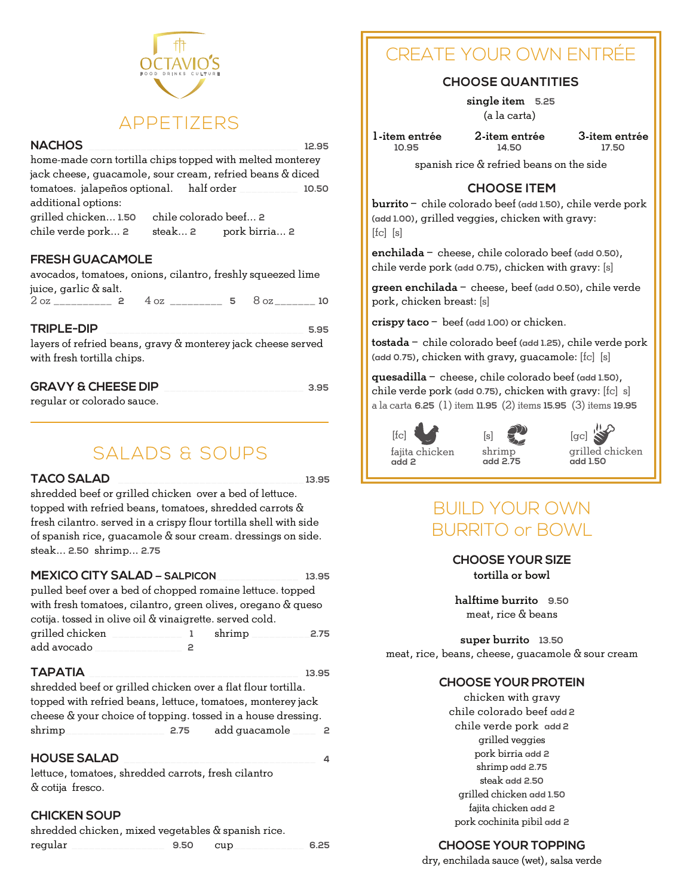# OCTAVIO'S

FOOD DRINKS CULTURE

## APPETIZERS

### NACHOS — 12.95

home-made corn tortilla chips topped with melted monterey jack cheese, guacamole, sour cream, refried beans & diced tomatoes. jalapeños optional. half order — 10.50

additional options:
grilled chicken... 1.50 chile colorado beef... 2
chile verde pork... 2 steak... 2 pork birria... 2

### FRESH GUACAMOLE

avocados, tomatoes, onions, cilantro, freshly squeezed lime juice, garlic & salt.

2 oz — 2  4 oz — 5  8 oz — 10

### TRIPLE-DIP — 5.95

layers of refried beans, gravy & monterey jack cheese served with fresh tortilla chips.

### GRAVY & CHEESE DIP — 3.95

regular or colorado sauce.

## SALADS & SOUPS

### TACO SALAD — 13.95

shredded beef or grilled chicken over a bed of lettuce. topped with refried beans, tomatoes, shredded carrots & fresh cilantro. served in a crispy flour tortilla shell with side of spanish rice, guacamole & sour cream. dressings on side.
steak... 2.50 shrimp... 2.75

### MEXICO CITY SALAD – SALPICON — 13.95

pulled beef over a bed of chopped romaine lettuce. topped with fresh tomatoes, cilantro, green olives, oregano & queso cotija. tossed in olive oil & vinaigrette. served cold.

grilled chicken — 1  shrimp — 2.75
add avocado — 2

### TAPATIA — 13.95

shredded beef or grilled chicken over a flat flour tortilla. topped with refried beans, lettuce, tomatoes, monterey jack cheese & your choice of topping. tossed in a house dressing.

shrimp — 2.75  add guacamole — 2

### HOUSE SALAD — 4

lettuce, tomatoes, shredded carrots, fresh cilantro & cotija fresco.

### CHICKEN SOUP

shredded chicken, mixed vegetables & spanish rice.

regular — 9.50  cup — 6.25

## CREATE YOUR OWN ENTRÉE

### CHOOSE QUANTITIES

**single item** 5.25
(a la carta)

**1-item entrée** 10.95  **2-item entrée** 14.50  **3-item entrée** 17.50

spanish rice & refried beans on the side

### CHOOSE ITEM

**burrito** – chile colorado beef (add 1.50), chile verde pork (add 1.00), grilled veggies, chicken with gravy: [fc] [s]

**enchilada** – cheese, chile colorado beef (add 0.50), chile verde pork (add 0.75), chicken with gravy: [s]

**green enchilada** – cheese, beef (add 0.50), chile verde pork, chicken breast: [s]

**crispy taco** – beef (add 1.00) or chicken.

**tostada** – chile colorado beef (add 1.25), chile verde pork (add 0.75), chicken with gravy, guacamole: [fc] [s]

**quesadilla** – cheese, chile colorado beef (add 1.50), chile verde pork (add 0.75), chicken with gravy: [fc] s]
a la carta 6.25 (1) item 11.95 (2) items 15.95 (3) items 19.95

[fc] fajita chicken add 2
[s] shrimp add 2.75
[gc] grilled chicken add 1.50

## BUILD YOUR OWN BURRITO or BOWL

### CHOOSE YOUR SIZE

**tortilla or bowl**

**halftime burrito** 9.50
meat, rice & beans

**super burrito** 13.50
meat, rice, beans, cheese, guacamole & sour cream

### CHOOSE YOUR PROTEIN

chicken with gravy
chile colorado beef add 2
chile verde pork add 2
grilled veggies
pork birria add 2
shrimp add 2.75
steak add 2.50
grilled chicken add 1.50
fajita chicken add 2
pork cochinita pibil add 2

### CHOOSE YOUR TOPPING

dry, enchilada sauce (wet), salsa verde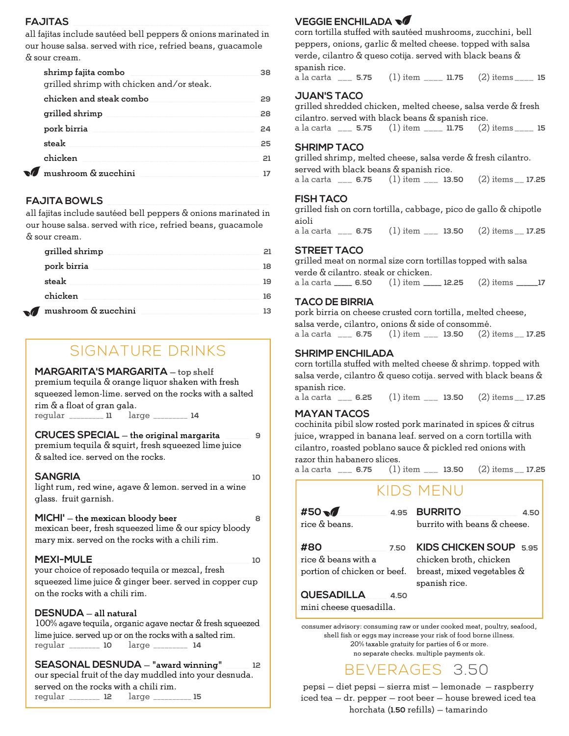## FAJITAS

all fajitas include sautéed bell peppers & onions marinated in our house salsa. served with rice, refried beans, guacamole & sour cream.

**shrimp fajita combo** 38
grilled shrimp with chicken and/or steak.

**chicken and steak combo** 29

**grilled shrimp** 28

**pork birria** 24

**steak** 25

**chicken** 21

**mushroom & zucchini** 17

## FAJITA BOWLS

all fajitas include sautéed bell peppers & onions marinated in our house salsa. served with rice, refried beans, guacamole & sour cream.

**grilled shrimp** 21

**pork birria** 18

**steak** 19

**chicken** 16

**mushroom & zucchini** 13

## SIGNATURE DRINKS

### MARGARITA'S MARGARITA – top shelf
premium tequila & orange liquor shaken with fresh squeezed lemon-lime. served on the rocks with a salted rim & a float of gran gala.
regular 11 large 14

### CRUCES SPECIAL – the original margarita 9
premium tequila & squirt, fresh squeezed lime juice & salted ice. served on the rocks.

### SANGRIA 10
light rum, red wine, agave & lemon. served in a wine glass. fruit garnish.

### MICHI' – the mexican bloody beer 8
mexican beer, fresh squeezed lime & our spicy bloody mary mix. served on the rocks with a chili rim.

### MEXI-MULE 10
your choice of reposado tequila or mezcal, fresh squeezed lime juice & ginger beer. served in copper cup on the rocks with a chili rim.

### DESNUDA – all natural
100% agave tequila, organic agave nectar & fresh squeezed lime juice. served up or on the rocks with a salted rim.
regular 10 large 14

### SEASONAL DESNUDA – "award winning" 12
our special fruit of the day muddled into your desnuda. served on the rocks with a chili rim.
regular 12 large 15

## VEGGIE ENCHILADA

corn tortilla stuffed with sautéed mushrooms, zucchini, bell peppers, onions, garlic & melted cheese. topped with salsa verde, cilantro & queso cotija. served with black beans & spanish rice.
a la carta 5.75 (1) item 11.75 (2) items 15

## JUAN'S TACO

grilled shredded chicken, melted cheese, salsa verde & fresh cilantro. served with black beans & spanish rice.
a la carta 5.75 (1) item 11.75 (2) items 15

## SHRIMP TACO

grilled shrimp, melted cheese, salsa verde & fresh cilantro. served with black beans & spanish rice.
a la carta 6.75 (1) item 13.50 (2) items 17.25

## FISH TACO

grilled fish on corn tortilla, cabbage, pico de gallo & chipotle aioli
a la carta 6.75 (1) item 13.50 (2) items 17.25

## STREET TACO

grilled meat on normal size corn tortillas topped with salsa verde & cilantro. steak or chicken.
a la carta 6.50 (1) item 12.25 (2) items 17

## TACO DE BIRRIA

pork birria on cheese crusted corn tortilla, melted cheese, salsa verde, cilantro, onions & side of consommé.
a la carta 6.75 (1) item 13.50 (2) items 17.25

## SHRIMP ENCHILADA

corn tortilla stuffed with melted cheese & shrimp. topped with salsa verde, cilantro & queso cotija. served with black beans & spanish rice.
a la carta 6.25 (1) item 13.50 (2) items 17.25

## MAYAN TACOS

cochinita pibil slow rosted pork marinated in spices & citrus juice, wrapped in banana leaf. served on a corn tortilla with cilantro, roasted poblano sauce & pickled red onions with razor thin habanero slices.
a la carta 6.75 (1) item 13.50 (2) items 17.25

## KIDS MENU

**#50** 4.95
rice & beans.

**#80** 7.50
rice & beans with a portion of chicken or beef.

**QUESADILLA** 4.50
mini cheese quesadilla.

**BURRITO** 4.50
burrito with beans & cheese.

**KIDS CHICKEN SOUP** 5.95
chicken broth, chicken breast, mixed vegetables & spanish rice.

consumer advisory: consuming raw or under cooked meat, poultry, seafood, shell fish or eggs may increase your risk of food borne illness.
20% taxable gratuity for parties of 6 or more.
no separate checks. multiple payments ok.

## BEVERAGES 3.50

pepsi – diet pepsi – sierra mist – lemonade – raspberry iced tea – dr. pepper – root beer – house brewed iced tea horchata (1.50 refills) – tamarindo